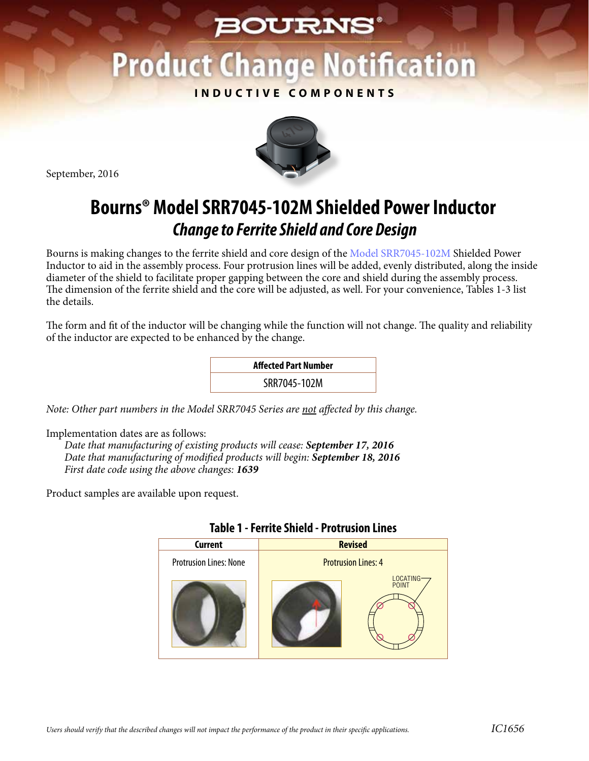# BOURNS®

# Product Change Notification

**INDUCTIVE COMPONENTS**

September, 2016

## Bourns® Model SRR7045-102M Shielded Power Inductor

### *Change to Ferrite Shield and Core Design*

Bourns is making changes to the ferrite shield and core design of the Model SRR7045-102M Shielded Power Inductor to aid in the assembly process. Four protrusion lines will be added, evenly distributed, along the inside diameter of the shield to facilitate proper gapping between the core and shield during the assembly process. The dimension of the ferrite shield and the core will be adjusted, as well. For your convenience, Tables 1-3 list the details.

The form and fit of the inductor will be changing while the function will not change. The quality and reliability of the inductor are expected to be enhanced by the change.

| Affected Part Number |
|---|
| SRR7045-102M |

*Note: Other part numbers in the Model SRR7045 Series are not affected by this change.*

Implementation dates are as follows:

*Date that manufacturing of existing products will cease:* ***September 17, 2016***
*Date that manufacturing of modified products will begin:* ***September 18, 2016***
*First date code using the above changes:* ***1639***

Product samples are available upon request.

**Table 1 - Ferrite Shield - Protrusion Lines**

| Current | Revised |
|---|---|
| Protrusion Lines: None | Protrusion Lines: 4 |
| | LOCATING POINT |

*Users should verify that the described changes will not impact the performance of the product in their specific applications.*

IC1656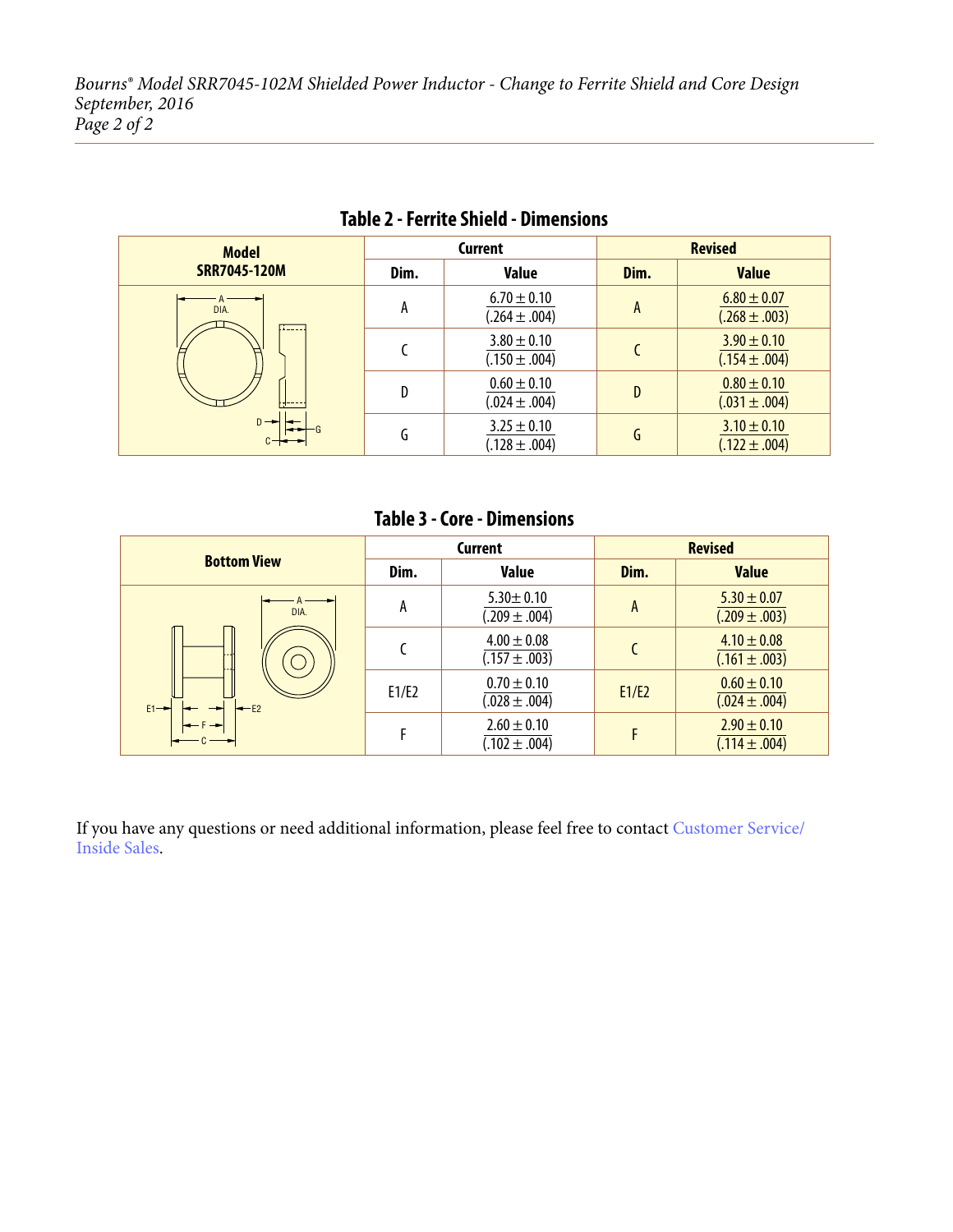## Table 2 - Ferrite Shield - Dimensions

| Model SRR7045-120M | Current | | Revised | |
|---|---|---|---|---|
| | Dim. | Value | Dim. | Value |
| A DIA. / D / G / C | A | 6.70 ± 0.10 (.264 ± .004) | A | 6.80 ± 0.07 (.268 ± .003) |
| | C | 3.80 ± 0.10 (.150 ± .004) | C | 3.90 ± 0.10 (.154 ± .004) |
| | D | 0.60 ± 0.10 (.024 ± .004) | D | 0.80 ± 0.10 (.031 ± .004) |
| | G | 3.25 ± 0.10 (.128 ± .004) | G | 3.10 ± 0.10 (.122 ± .004) |

## Table 3 - Core - Dimensions

| Bottom View | Current | | Revised | |
|---|---|---|---|---|
| | Dim. | Value | Dim. | Value |
| A DIA. / E1 / E2 / F / C | A | 5.30± 0.10 (.209 ± .004) | A | 5.30 ± 0.07 (.209 ± .003) |
| | C | 4.00 ± 0.08 (.157 ± .003) | C | 4.10 ± 0.08 (.161 ± .003) |
| | E1/E2 | 0.70 ± 0.10 (.028 ± .004) | E1/E2 | 0.60 ± 0.10 (.024 ± .004) |
| | F | 2.60 ± 0.10 (.102 ± .004) | F | 2.90 ± 0.10 (.114 ± .004) |

If you have any questions or need additional information, please feel free to contact Customer Service/ Inside Sales.